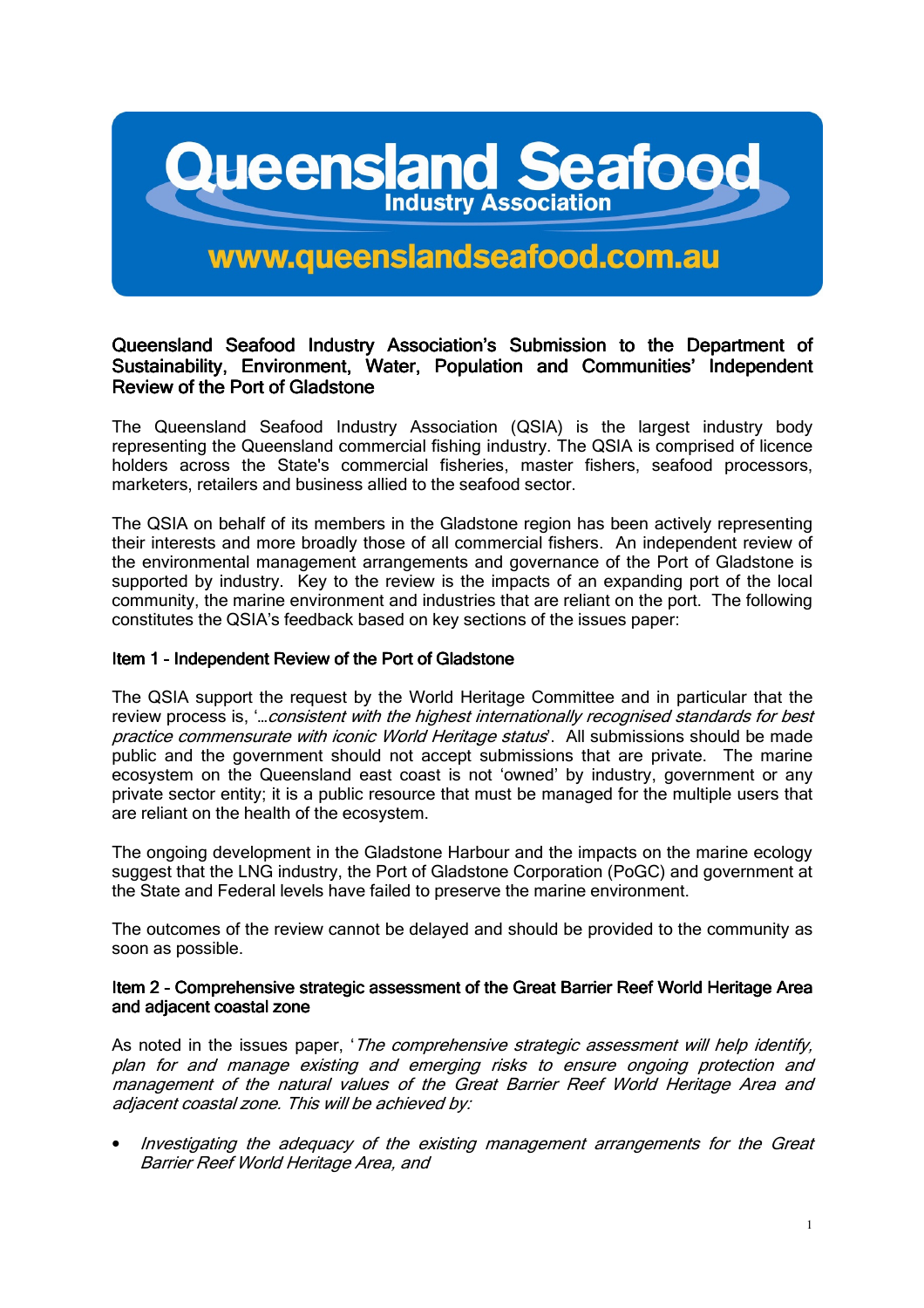# Queensland Seafood Industry Association

www.queenslandseafood.com.au

## Queensland Seafood Industry Association's Submission to the Department of Sustainability, Environment, Water, Population and Communities' Independent Review of the Port of Gladstone

The Queensland Seafood Industry Association (QSIA) is the largest industry body representing the Queensland commercial fishing industry. The QSIA is comprised of licence holders across the State's commercial fisheries, master fishers, seafood processors, marketers, retailers and business allied to the seafood sector.

The QSIA on behalf of its members in the Gladstone region has been actively representing their interests and more broadly those of all commercial fishers. An independent review of the environmental management arrangements and governance of the Port of Gladstone is supported by industry. Key to the review is the impacts of an expanding port of the local community, the marine environment and industries that are reliant on the port. The following constitutes the QSIA's feedback based on key sections of the issues paper:

### Item 1 – Independent Review of the Port of Gladstone

The QSIA support the request by the World Heritage Committee and in particular that the review process is, '*…consistent with the highest internationally recognised standards for best practice commensurate with iconic World Heritage status*'. All submissions should be made public and the government should not accept submissions that are private. The marine ecosystem on the Queensland east coast is not 'owned' by industry, government or any private sector entity; it is a public resource that must be managed for the multiple users that are reliant on the health of the ecosystem.

The ongoing development in the Gladstone Harbour and the impacts on the marine ecology suggest that the LNG industry, the Port of Gladstone Corporation (PoGC) and government at the State and Federal levels have failed to preserve the marine environment.

The outcomes of the review cannot be delayed and should be provided to the community as soon as possible.

### Item 2 – Comprehensive strategic assessment of the Great Barrier Reef World Heritage Area and adjacent coastal zone

As noted in the issues paper, '*The comprehensive strategic assessment will help identify, plan for and manage existing and emerging risks to ensure ongoing protection and management of the natural values of the Great Barrier Reef World Heritage Area and adjacent coastal zone. This will be achieved by:*

- *Investigating the adequacy of the existing management arrangements for the Great Barrier Reef World Heritage Area, and*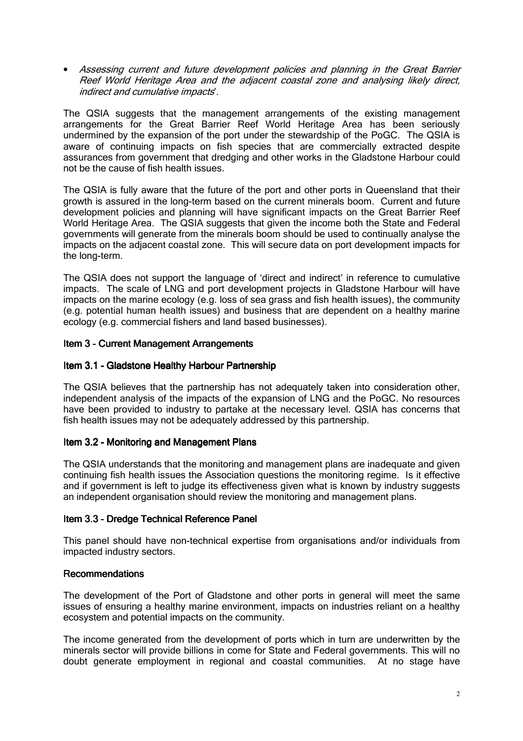- *Assessing current and future development policies and planning in the Great Barrier Reef World Heritage Area and the adjacent coastal zone and analysing likely direct, indirect and cumulative impacts*'.

The QSIA suggests that the management arrangements of the existing management arrangements for the Great Barrier Reef World Heritage Area has been seriously undermined by the expansion of the port under the stewardship of the PoGC. The QSIA is aware of continuing impacts on fish species that are commercially extracted despite assurances from government that dredging and other works in the Gladstone Harbour could not be the cause of fish health issues.

The QSIA is fully aware that the future of the port and other ports in Queensland that their growth is assured in the long-term based on the current minerals boom. Current and future development policies and planning will have significant impacts on the Great Barrier Reef World Heritage Area. The QSIA suggests that given the income both the State and Federal governments will generate from the minerals boom should be used to continually analyse the impacts on the adjacent coastal zone. This will secure data on port development impacts for the long-term.

The QSIA does not support the language of 'direct and indirect' in reference to cumulative impacts. The scale of LNG and port development projects in Gladstone Harbour will have impacts on the marine ecology (e.g. loss of sea grass and fish health issues), the community (e.g. potential human health issues) and business that are dependent on a healthy marine ecology (e.g. commercial fishers and land based businesses).

### Item 3 – Current Management Arrangements

### Item 3.1 - Gladstone Healthy Harbour Partnership

The QSIA believes that the partnership has not adequately taken into consideration other, independent analysis of the impacts of the expansion of LNG and the PoGC. No resources have been provided to industry to partake at the necessary level. QSIA has concerns that fish health issues may not be adequately addressed by this partnership.

### Item 3.2 - Monitoring and Management Plans

The QSIA understands that the monitoring and management plans are inadequate and given continuing fish health issues the Association questions the monitoring regime. Is it effective and if government is left to judge its effectiveness given what is known by industry suggests an independent organisation should review the monitoring and management plans.

### Item 3.3 – Dredge Technical Reference Panel

This panel should have non-technical expertise from organisations and/or individuals from impacted industry sectors.

### Recommendations

The development of the Port of Gladstone and other ports in general will meet the same issues of ensuring a healthy marine environment, impacts on industries reliant on a healthy ecosystem and potential impacts on the community.

The income generated from the development of ports which in turn are underwritten by the minerals sector will provide billions in come for State and Federal governments. This will no doubt generate employment in regional and coastal communities. At no stage have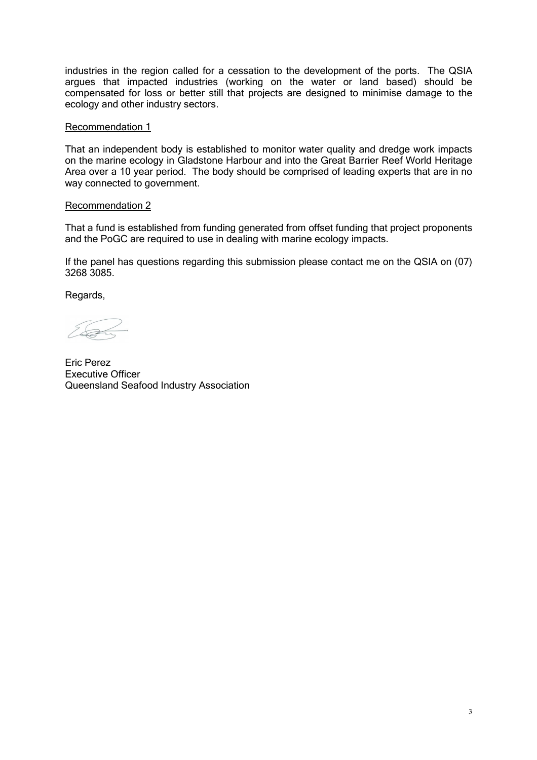industries in the region called for a cessation to the development of the ports. The QSIA argues that impacted industries (working on the water or land based) should be compensated for loss or better still that projects are designed to minimise damage to the ecology and other industry sectors.

<u>Recommendation 1</u>

That an independent body is established to monitor water quality and dredge work impacts on the marine ecology in Gladstone Harbour and into the Great Barrier Reef World Heritage Area over a 10 year period. The body should be comprised of leading experts that are in no way connected to government.

<u>Recommendation 2</u>

That a fund is established from funding generated from offset funding that project proponents and the PoGC are required to use in dealing with marine ecology impacts.

If the panel has questions regarding this submission please contact me on the QSIA on (07) 3268 3085.

Regards,

Eric Perez
Executive Officer
Queensland Seafood Industry Association